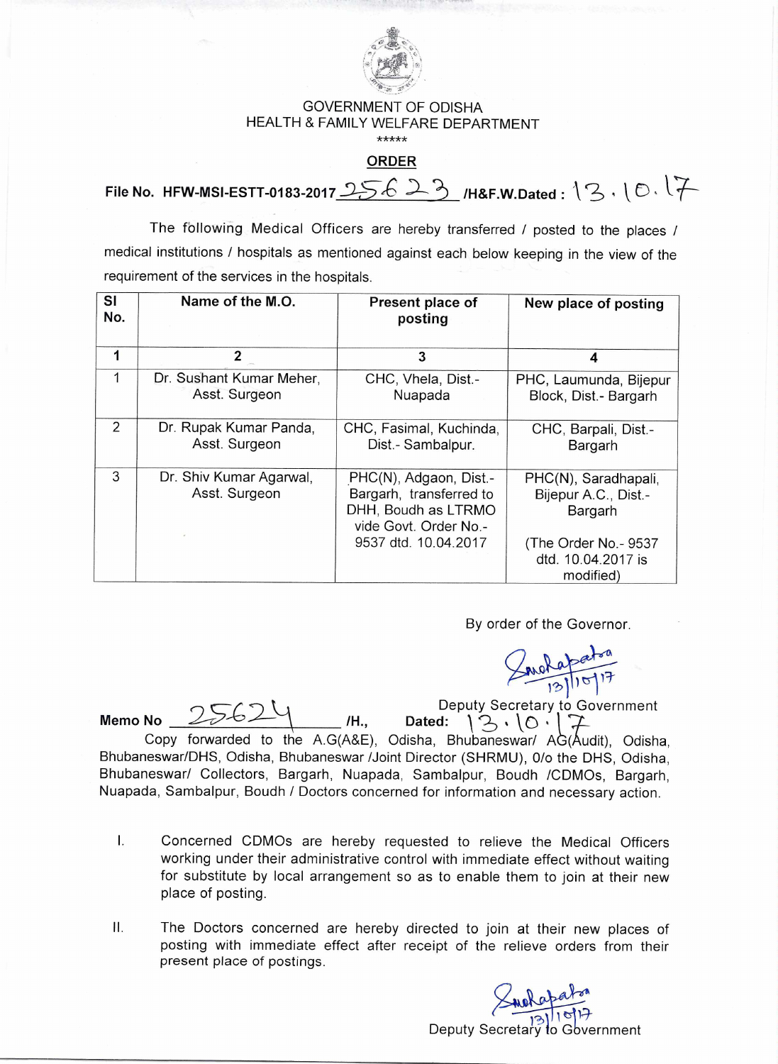GOVERNMENT OF ODISHA
HEALTH & FAMILY WELFARE DEPARTMENT
\*\*\*\*\*

## ORDER

**File No. HFW-MSI-ESTT-0183-2017 25623 /H&F.W.Dated : 13.10.17**

The following Medical Officers are hereby transferred / posted to the places / medical institutions / hospitals as mentioned against each below keeping in the view of the requirement of the services in the hospitals.

| Sl No. | Name of the M.O. | Present place of posting | New place of posting |
|---|---|---|---|
| 1 | 2 | 3 | 4 |
| 1 | Dr. Sushant Kumar Meher, Asst. Surgeon | CHC, Vhela, Dist.- Nuapada | PHC, Laumunda, Bijepur Block, Dist.- Bargarh |
| 2 | Dr. Rupak Kumar Panda, Asst. Surgeon | CHC, Fasimal, Kuchinda, Dist.- Sambalpur. | CHC, Barpali, Dist.- Bargarh |
| 3 | Dr. Shiv Kumar Agarwal, Asst. Surgeon | PHC(N), Adgaon, Dist.- Bargarh, transferred to DHH, Boudh as LTRMO vide Govt. Order No.- 9537 dtd. 10.04.2017 | PHC(N), Saradhapali, Bijepur A.C., Dist.- Bargarh (The Order No.- 9537 dtd. 10.04.2017 is modified) |

By order of the Governor.

Sd/- 13/10/17
Deputy Secretary to Government

**Memo No** 25624 /H., **Dated:** 13.10.17

Copy forwarded to the A.G(A&E), Odisha, Bhubaneswar/ AG(Audit), Odisha, Bhubaneswar/DHS, Odisha, Bhubaneswar /Joint Director (SHRMU), 0/o the DHS, Odisha, Bhubaneswar/ Collectors, Bargarh, Nuapada, Sambalpur, Boudh /CDMOs, Bargarh, Nuapada, Sambalpur, Boudh / Doctors concerned for information and necessary action.

I. Concerned CDMOs are hereby requested to relieve the Medical Officers working under their administrative control with immediate effect without waiting for substitute by local arrangement so as to enable them to join at their new place of posting.

II. The Doctors concerned are hereby directed to join at their new places of posting with immediate effect after receipt of the relieve orders from their present place of postings.

Sd/- 13/10/17
Deputy Secretary to Government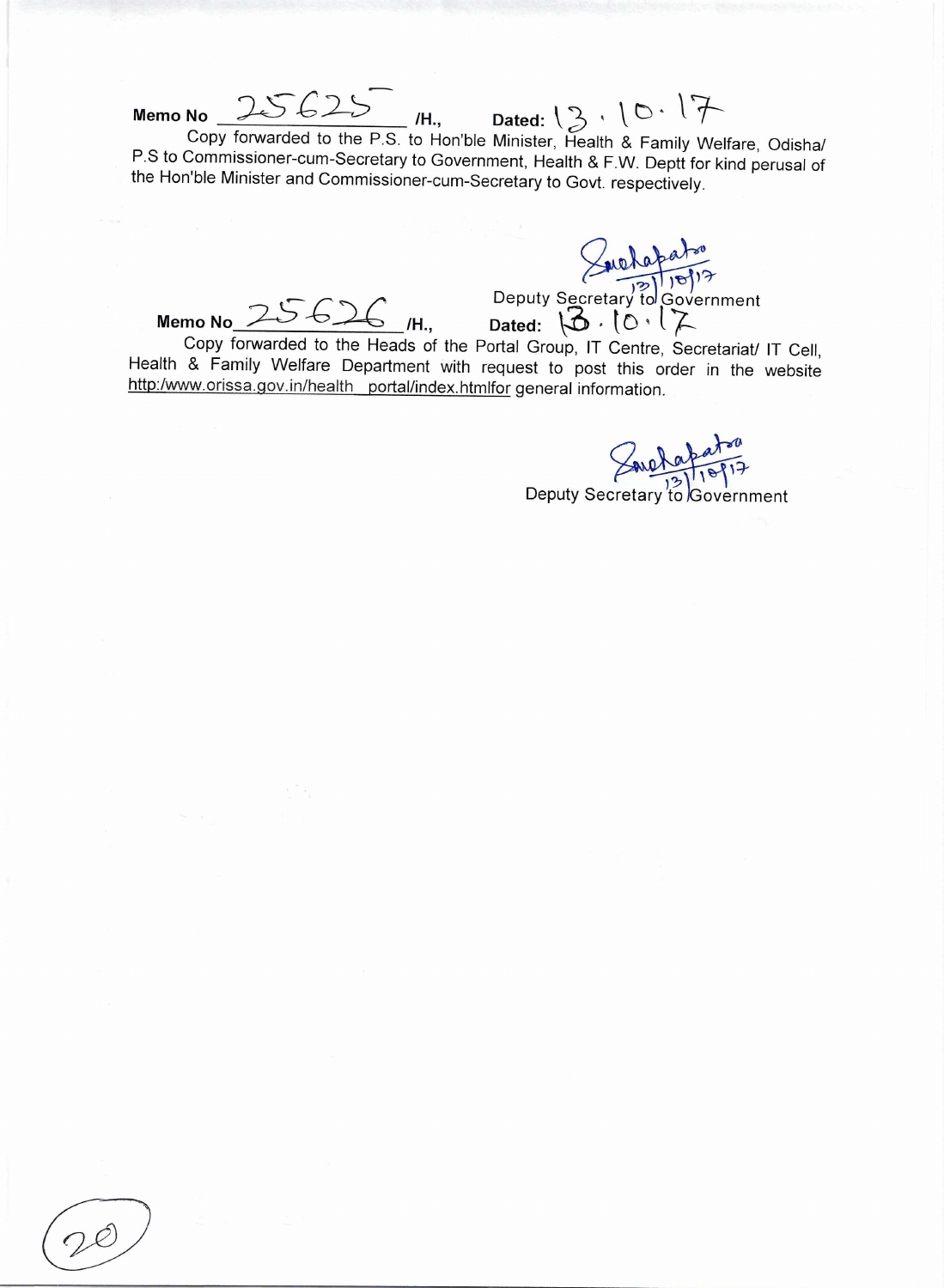Memo No 25625 /H., Dated: 13.10.17

Copy forwarded to the P.S. to Hon'ble Minister, Health & Family Welfare, Odisha/ P.S to Commissioner-cum-Secretary to Government, Health & F.W. Deptt for kind perusal of the Hon'ble Minister and Commissioner-cum-Secretary to Govt. respectively.

Sd/- 13/10/17

Deputy Secretary to Government

Memo No 25626 /H., Dated: 13.10.17

Copy forwarded to the Heads of the Portal Group, IT Centre, Secretariat/ IT Cell, Health & Family Welfare Department with request to post this order in the website http:/www.orissa.gov.in/health_portal/index.htmlfor general information.

Sd/- 13/10/17

Deputy Secretary to Government